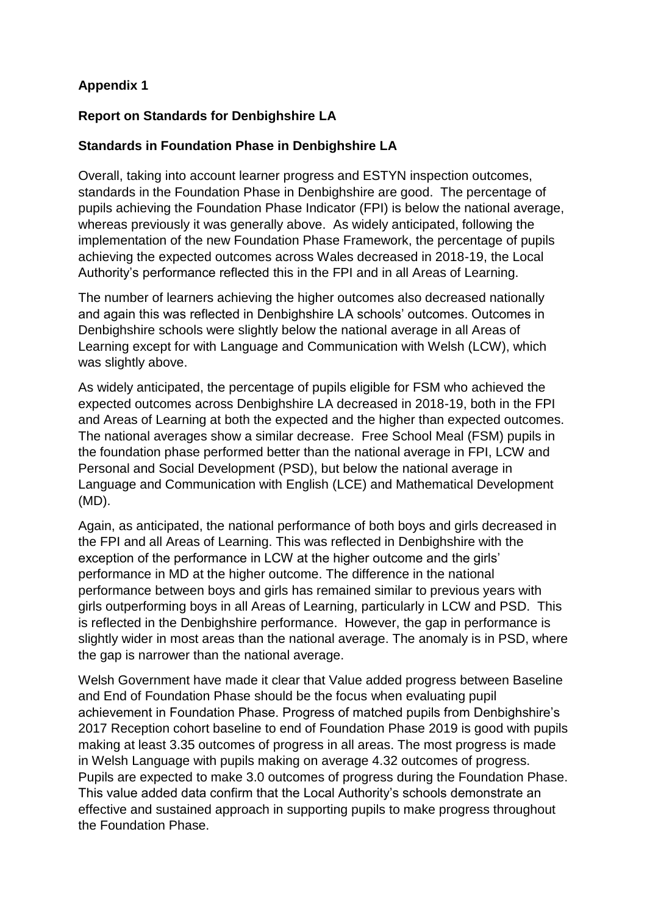**Appendix 1**

**Report on Standards for Denbighshire LA**

**Standards in Foundation Phase in Denbighshire LA**

Overall, taking into account learner progress and ESTYN inspection outcomes, standards in the Foundation Phase in Denbighshire are good. The percentage of pupils achieving the Foundation Phase Indicator (FPI) is below the national average, whereas previously it was generally above. As widely anticipated, following the implementation of the new Foundation Phase Framework, the percentage of pupils achieving the expected outcomes across Wales decreased in 2018-19, the Local Authority's performance reflected this in the FPI and in all Areas of Learning.

The number of learners achieving the higher outcomes also decreased nationally and again this was reflected in Denbighshire LA schools' outcomes. Outcomes in Denbighshire schools were slightly below the national average in all Areas of Learning except for with Language and Communication with Welsh (LCW), which was slightly above.

As widely anticipated, the percentage of pupils eligible for FSM who achieved the expected outcomes across Denbighshire LA decreased in 2018-19, both in the FPI and Areas of Learning at both the expected and the higher than expected outcomes. The national averages show a similar decrease. Free School Meal (FSM) pupils in the foundation phase performed better than the national average in FPI, LCW and Personal and Social Development (PSD), but below the national average in Language and Communication with English (LCE) and Mathematical Development (MD).

Again, as anticipated, the national performance of both boys and girls decreased in the FPI and all Areas of Learning. This was reflected in Denbighshire with the exception of the performance in LCW at the higher outcome and the girls' performance in MD at the higher outcome. The difference in the national performance between boys and girls has remained similar to previous years with girls outperforming boys in all Areas of Learning, particularly in LCW and PSD. This is reflected in the Denbighshire performance. However, the gap in performance is slightly wider in most areas than the national average. The anomaly is in PSD, where the gap is narrower than the national average.

Welsh Government have made it clear that Value added progress between Baseline and End of Foundation Phase should be the focus when evaluating pupil achievement in Foundation Phase. Progress of matched pupils from Denbighshire's 2017 Reception cohort baseline to end of Foundation Phase 2019 is good with pupils making at least 3.35 outcomes of progress in all areas. The most progress is made in Welsh Language with pupils making on average 4.32 outcomes of progress. Pupils are expected to make 3.0 outcomes of progress during the Foundation Phase. This value added data confirm that the Local Authority's schools demonstrate an effective and sustained approach in supporting pupils to make progress throughout the Foundation Phase.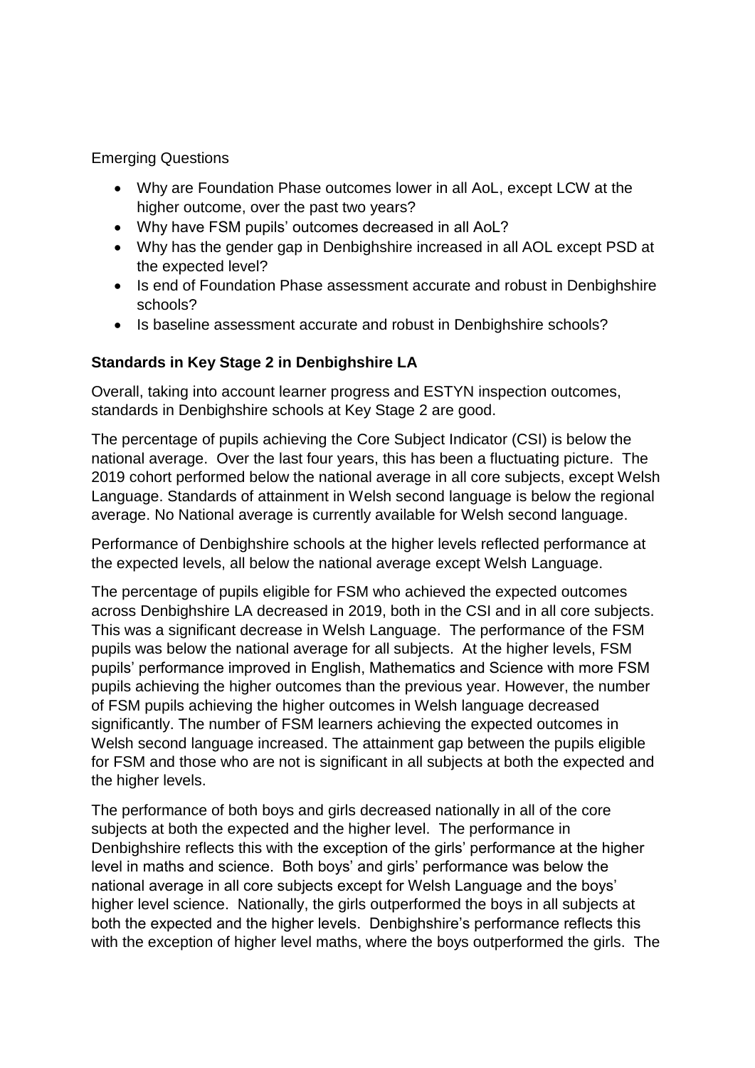Emerging Questions

- Why are Foundation Phase outcomes lower in all AoL, except LCW at the higher outcome, over the past two years?
- Why have FSM pupils' outcomes decreased in all AoL?
- Why has the gender gap in Denbighshire increased in all AOL except PSD at the expected level?
- Is end of Foundation Phase assessment accurate and robust in Denbighshire schools?
- Is baseline assessment accurate and robust in Denbighshire schools?

**Standards in Key Stage 2 in Denbighshire LA**

Overall, taking into account learner progress and ESTYN inspection outcomes, standards in Denbighshire schools at Key Stage 2 are good.

The percentage of pupils achieving the Core Subject Indicator (CSI) is below the national average. Over the last four years, this has been a fluctuating picture. The 2019 cohort performed below the national average in all core subjects, except Welsh Language. Standards of attainment in Welsh second language is below the regional average. No National average is currently available for Welsh second language.

Performance of Denbighshire schools at the higher levels reflected performance at the expected levels, all below the national average except Welsh Language.

The percentage of pupils eligible for FSM who achieved the expected outcomes across Denbighshire LA decreased in 2019, both in the CSI and in all core subjects. This was a significant decrease in Welsh Language. The performance of the FSM pupils was below the national average for all subjects. At the higher levels, FSM pupils' performance improved in English, Mathematics and Science with more FSM pupils achieving the higher outcomes than the previous year. However, the number of FSM pupils achieving the higher outcomes in Welsh language decreased significantly. The number of FSM learners achieving the expected outcomes in Welsh second language increased. The attainment gap between the pupils eligible for FSM and those who are not is significant in all subjects at both the expected and the higher levels.

The performance of both boys and girls decreased nationally in all of the core subjects at both the expected and the higher level. The performance in Denbighshire reflects this with the exception of the girls' performance at the higher level in maths and science. Both boys' and girls' performance was below the national average in all core subjects except for Welsh Language and the boys' higher level science. Nationally, the girls outperformed the boys in all subjects at both the expected and the higher levels. Denbighshire's performance reflects this with the exception of higher level maths, where the boys outperformed the girls. The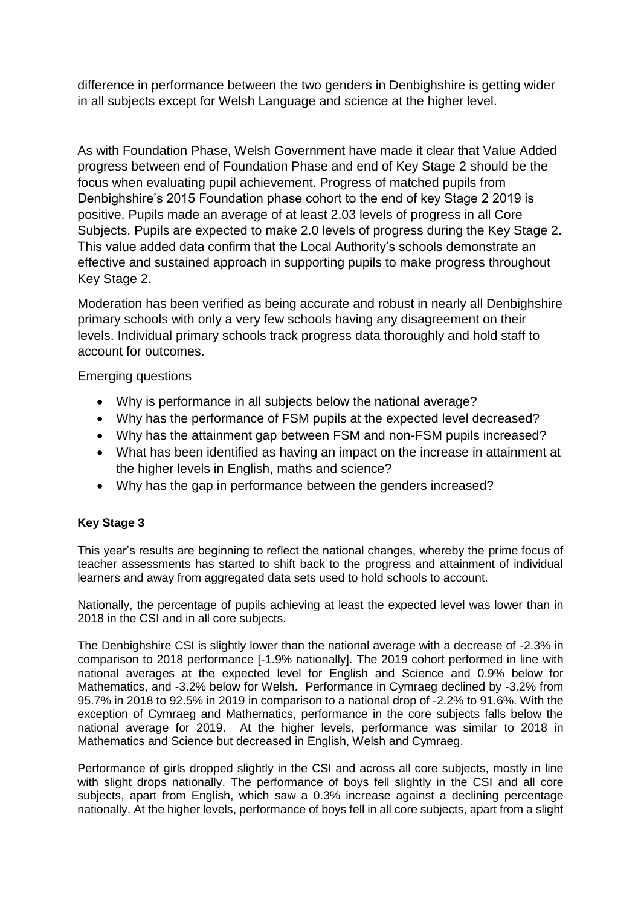difference in performance between the two genders in Denbighshire is getting wider in all subjects except for Welsh Language and science at the higher level.

As with Foundation Phase, Welsh Government have made it clear that Value Added progress between end of Foundation Phase and end of Key Stage 2 should be the focus when evaluating pupil achievement. Progress of matched pupils from Denbighshire's 2015 Foundation phase cohort to the end of key Stage 2 2019 is positive. Pupils made an average of at least 2.03 levels of progress in all Core Subjects. Pupils are expected to make 2.0 levels of progress during the Key Stage 2. This value added data confirm that the Local Authority's schools demonstrate an effective and sustained approach in supporting pupils to make progress throughout Key Stage 2.

Moderation has been verified as being accurate and robust in nearly all Denbighshire primary schools with only a very few schools having any disagreement on their levels. Individual primary schools track progress data thoroughly and hold staff to account for outcomes.

Emerging questions

- Why is performance in all subjects below the national average?
- Why has the performance of FSM pupils at the expected level decreased?
- Why has the attainment gap between FSM and non-FSM pupils increased?
- What has been identified as having an impact on the increase in attainment at the higher levels in English, maths and science?
- Why has the gap in performance between the genders increased?

**Key Stage 3**

This year's results are beginning to reflect the national changes, whereby the prime focus of teacher assessments has started to shift back to the progress and attainment of individual learners and away from aggregated data sets used to hold schools to account.

Nationally, the percentage of pupils achieving at least the expected level was lower than in 2018 in the CSI and in all core subjects.

The Denbighshire CSI is slightly lower than the national average with a decrease of -2.3% in comparison to 2018 performance [-1.9% nationally]. The 2019 cohort performed in line with national averages at the expected level for English and Science and 0.9% below for Mathematics, and -3.2% below for Welsh. Performance in Cymraeg declined by -3.2% from 95.7% in 2018 to 92.5% in 2019 in comparison to a national drop of -2.2% to 91.6%. With the exception of Cymraeg and Mathematics, performance in the core subjects falls below the national average for 2019. At the higher levels, performance was similar to 2018 in Mathematics and Science but decreased in English, Welsh and Cymraeg.

Performance of girls dropped slightly in the CSI and across all core subjects, mostly in line with slight drops nationally. The performance of boys fell slightly in the CSI and all core subjects, apart from English, which saw a 0.3% increase against a declining percentage nationally. At the higher levels, performance of boys fell in all core subjects, apart from a slight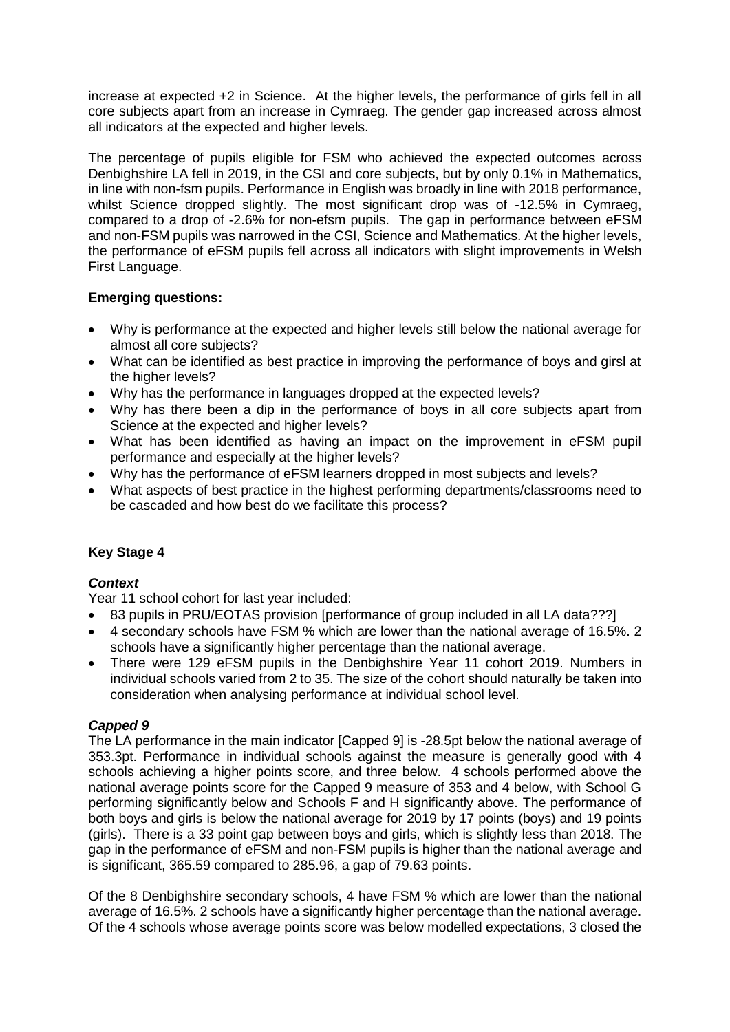increase at expected +2 in Science. At the higher levels, the performance of girls fell in all core subjects apart from an increase in Cymraeg. The gender gap increased across almost all indicators at the expected and higher levels.

The percentage of pupils eligible for FSM who achieved the expected outcomes across Denbighshire LA fell in 2019, in the CSI and core subjects, but by only 0.1% in Mathematics, in line with non-fsm pupils. Performance in English was broadly in line with 2018 performance, whilst Science dropped slightly. The most significant drop was of -12.5% in Cymraeg, compared to a drop of -2.6% for non-efsm pupils. The gap in performance between eFSM and non-FSM pupils was narrowed in the CSI, Science and Mathematics. At the higher levels, the performance of eFSM pupils fell across all indicators with slight improvements in Welsh First Language.

**Emerging questions:**

- Why is performance at the expected and higher levels still below the national average for almost all core subjects?
- What can be identified as best practice in improving the performance of boys and girsl at the higher levels?
- Why has the performance in languages dropped at the expected levels?
- Why has there been a dip in the performance of boys in all core subjects apart from Science at the expected and higher levels?
- What has been identified as having an impact on the improvement in eFSM pupil performance and especially at the higher levels?
- Why has the performance of eFSM learners dropped in most subjects and levels?
- What aspects of best practice in the highest performing departments/classrooms need to be cascaded and how best do we facilitate this process?

## Key Stage 4

### *Context*

Year 11 school cohort for last year included:

- 83 pupils in PRU/EOTAS provision [performance of group included in all LA data???]
- 4 secondary schools have FSM % which are lower than the national average of 16.5%. 2 schools have a significantly higher percentage than the national average.
- There were 129 eFSM pupils in the Denbighshire Year 11 cohort 2019. Numbers in individual schools varied from 2 to 35. The size of the cohort should naturally be taken into consideration when analysing performance at individual school level.

### *Capped 9*

The LA performance in the main indicator [Capped 9] is -28.5pt below the national average of 353.3pt. Performance in individual schools against the measure is generally good with 4 schools achieving a higher points score, and three below. 4 schools performed above the national average points score for the Capped 9 measure of 353 and 4 below, with School G performing significantly below and Schools F and H significantly above. The performance of both boys and girls is below the national average for 2019 by 17 points (boys) and 19 points (girls). There is a 33 point gap between boys and girls, which is slightly less than 2018. The gap in the performance of eFSM and non-FSM pupils is higher than the national average and is significant, 365.59 compared to 285.96, a gap of 79.63 points.

Of the 8 Denbighshire secondary schools, 4 have FSM % which are lower than the national average of 16.5%. 2 schools have a significantly higher percentage than the national average. Of the 4 schools whose average points score was below modelled expectations, 3 closed the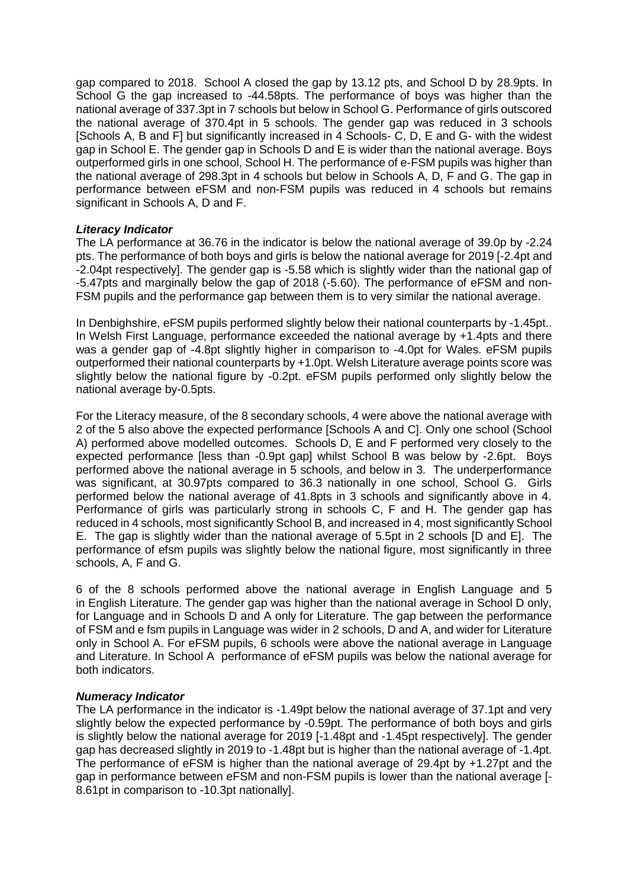gap compared to 2018. School A closed the gap by 13.12 pts, and School D by 28.9pts. In School G the gap increased to -44.58pts. The performance of boys was higher than the national average of 337.3pt in 7 schools but below in School G. Performance of girls outscored the national average of 370.4pt in 5 schools. The gender gap was reduced in 3 schools [Schools A, B and F] but significantly increased in 4 Schools- C, D, E and G- with the widest gap in School E. The gender gap in Schools D and E is wider than the national average. Boys outperformed girls in one school, School H. The performance of e-FSM pupils was higher than the national average of 298.3pt in 4 schools but below in Schools A, D, F and G. The gap in performance between eFSM and non-FSM pupils was reduced in 4 schools but remains significant in Schools A, D and F.

***Literacy Indicator***

The LA performance at 36.76 in the indicator is below the national average of 39.0p by -2.24 pts. The performance of both boys and girls is below the national average for 2019 [-2.4pt and -2.04pt respectively]. The gender gap is -5.58 which is slightly wider than the national gap of -5.47pts and marginally below the gap of 2018 (-5.60). The performance of eFSM and non-FSM pupils and the performance gap between them is to very similar the national average.

In Denbighshire, eFSM pupils performed slightly below their national counterparts by -1.45pt.. In Welsh First Language, performance exceeded the national average by +1.4pts and there was a gender gap of -4.8pt slightly higher in comparison to -4.0pt for Wales. eFSM pupils outperformed their national counterparts by +1.0pt. Welsh Literature average points score was slightly below the national figure by -0.2pt. eFSM pupils performed only slightly below the national average by-0.5pts.

For the Literacy measure, of the 8 secondary schools, 4 were above the national average with 2 of the 5 also above the expected performance [Schools A and C]. Only one school (School A) performed above modelled outcomes. Schools D, E and F performed very closely to the expected performance [less than -0.9pt gap] whilst School B was below by -2.6pt. Boys performed above the national average in 5 schools, and below in 3. The underperformance was significant, at 30.97pts compared to 36.3 nationally in one school, School G. Girls performed below the national average of 41.8pts in 3 schools and significantly above in 4. Performance of girls was particularly strong in schools C, F and H. The gender gap has reduced in 4 schools, most significantly School B, and increased in 4, most significantly School E. The gap is slightly wider than the national average of 5.5pt in 2 schools [D and E]. The performance of efsm pupils was slightly below the national figure, most significantly in three schools, A, F and G.

6 of the 8 schools performed above the national average in English Language and 5 in English Literature. The gender gap was higher than the national average in School D only, for Language and in Schools D and A only for Literature. The gap between the performance of FSM and e fsm pupils in Language was wider in 2 schools, D and A, and wider for Literature only in School A. For eFSM pupils, 6 schools were above the national average in Language and Literature. In School A performance of eFSM pupils was below the national average for both indicators.

***Numeracy Indicator***

The LA performance in the indicator is -1.49pt below the national average of 37.1pt and very slightly below the expected performance by -0.59pt. The performance of both boys and girls is slightly below the national average for 2019 [-1.48pt and -1.45pt respectively]. The gender gap has decreased slightly in 2019 to -1.48pt but is higher than the national average of -1.4pt. The performance of eFSM is higher than the national average of 29.4pt by +1.27pt and the gap in performance between eFSM and non-FSM pupils is lower than the national average [-8.61pt in comparison to -10.3pt nationally].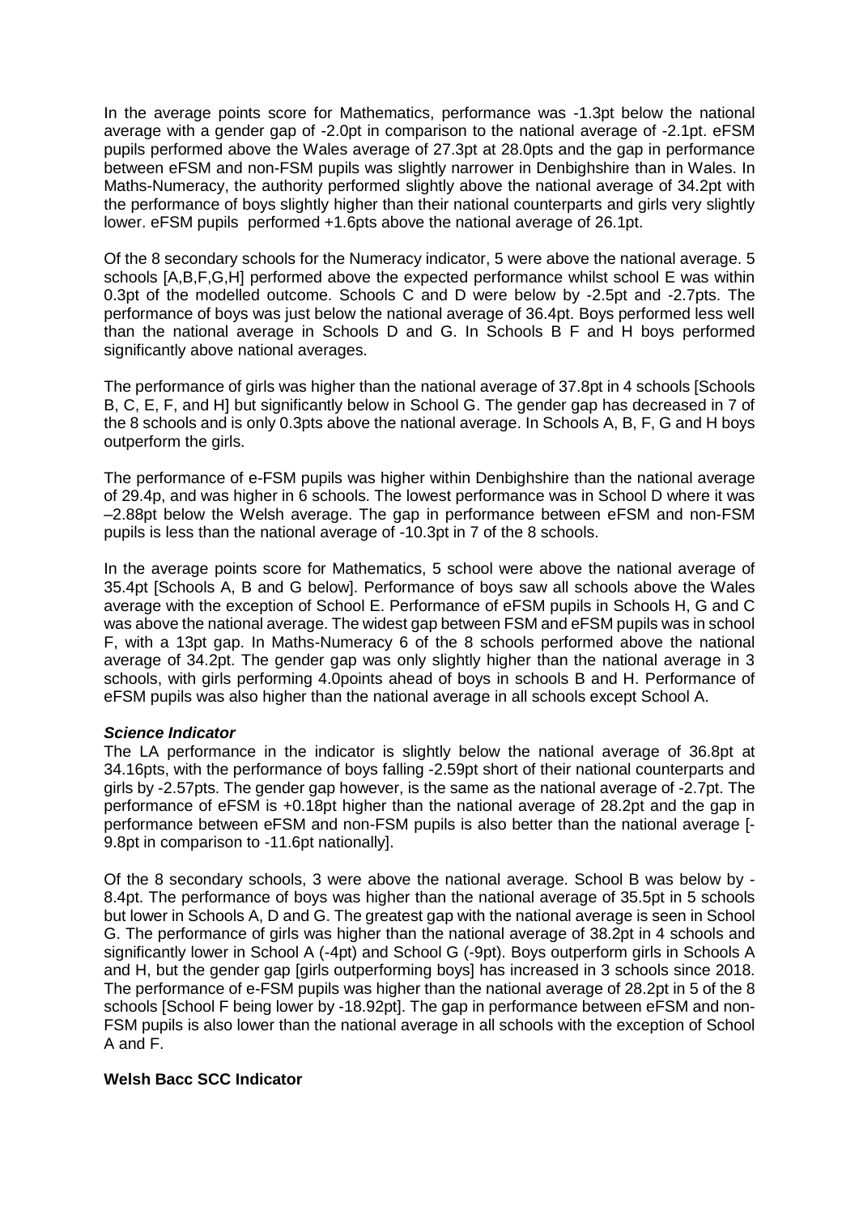In the average points score for Mathematics, performance was -1.3pt below the national average with a gender gap of -2.0pt in comparison to the national average of -2.1pt. eFSM pupils performed above the Wales average of 27.3pt at 28.0pts and the gap in performance between eFSM and non-FSM pupils was slightly narrower in Denbighshire than in Wales. In Maths-Numeracy, the authority performed slightly above the national average of 34.2pt with the performance of boys slightly higher than their national counterparts and girls very slightly lower. eFSM pupils performed +1.6pts above the national average of 26.1pt.

Of the 8 secondary schools for the Numeracy indicator, 5 were above the national average. 5 schools [A,B,F,G,H] performed above the expected performance whilst school E was within 0.3pt of the modelled outcome. Schools C and D were below by -2.5pt and -2.7pts. The performance of boys was just below the national average of 36.4pt. Boys performed less well than the national average in Schools D and G. In Schools B F and H boys performed significantly above national averages.

The performance of girls was higher than the national average of 37.8pt in 4 schools [Schools B, C, E, F, and H] but significantly below in School G. The gender gap has decreased in 7 of the 8 schools and is only 0.3pts above the national average. In Schools A, B, F, G and H boys outperform the girls.

The performance of e-FSM pupils was higher within Denbighshire than the national average of 29.4p, and was higher in 6 schools. The lowest performance was in School D where it was –2.88pt below the Welsh average. The gap in performance between eFSM and non-FSM pupils is less than the national average of -10.3pt in 7 of the 8 schools.

In the average points score for Mathematics, 5 school were above the national average of 35.4pt [Schools A, B and G below]. Performance of boys saw all schools above the Wales average with the exception of School E. Performance of eFSM pupils in Schools H, G and C was above the national average. The widest gap between FSM and eFSM pupils was in school F, with a 13pt gap. In Maths-Numeracy 6 of the 8 schools performed above the national average of 34.2pt. The gender gap was only slightly higher than the national average in 3 schools, with girls performing 4.0points ahead of boys in schools B and H. Performance of eFSM pupils was also higher than the national average in all schools except School A.

***Science Indicator***

The LA performance in the indicator is slightly below the national average of 36.8pt at 34.16pts, with the performance of boys falling -2.59pt short of their national counterparts and girls by -2.57pts. The gender gap however, is the same as the national average of -2.7pt. The performance of eFSM is +0.18pt higher than the national average of 28.2pt and the gap in performance between eFSM and non-FSM pupils is also better than the national average [-9.8pt in comparison to -11.6pt nationally].

Of the 8 secondary schools, 3 were above the national average. School B was below by -8.4pt. The performance of boys was higher than the national average of 35.5pt in 5 schools but lower in Schools A, D and G. The greatest gap with the national average is seen in School G. The performance of girls was higher than the national average of 38.2pt in 4 schools and significantly lower in School A (-4pt) and School G (-9pt). Boys outperform girls in Schools A and H, but the gender gap [girls outperforming boys] has increased in 3 schools since 2018. The performance of e-FSM pupils was higher than the national average of 28.2pt in 5 of the 8 schools [School F being lower by -18.92pt]. The gap in performance between eFSM and non-FSM pupils is also lower than the national average in all schools with the exception of School A and F.

**Welsh Bacc SCC Indicator**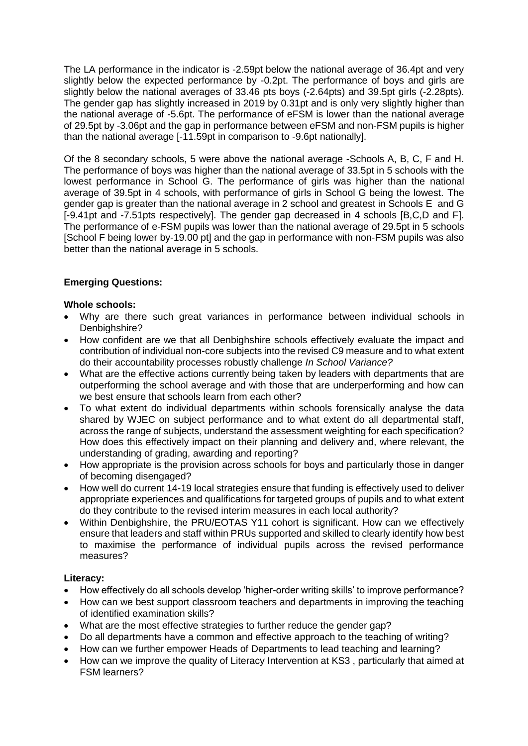The LA performance in the indicator is -2.59pt below the national average of 36.4pt and very slightly below the expected performance by -0.2pt. The performance of boys and girls are slightly below the national averages of 33.46 pts boys (-2.64pts) and 39.5pt girls (-2.28pts). The gender gap has slightly increased in 2019 by 0.31pt and is only very slightly higher than the national average of -5.6pt. The performance of eFSM is lower than the national average of 29.5pt by -3.06pt and the gap in performance between eFSM and non-FSM pupils is higher than the national average [-11.59pt in comparison to -9.6pt nationally].

Of the 8 secondary schools, 5 were above the national average -Schools A, B, C, F and H. The performance of boys was higher than the national average of 33.5pt in 5 schools with the lowest performance in School G. The performance of girls was higher than the national average of 39.5pt in 4 schools, with performance of girls in School G being the lowest. The gender gap is greater than the national average in 2 school and greatest in Schools E and G [-9.41pt and -7.51pts respectively]. The gender gap decreased in 4 schools [B,C,D and F]. The performance of e-FSM pupils was lower than the national average of 29.5pt in 5 schools [School F being lower by-19.00 pt] and the gap in performance with non-FSM pupils was also better than the national average in 5 schools.

**Emerging Questions:**

**Whole schools:**

- Why are there such great variances in performance between individual schools in Denbighshire?
- How confident are we that all Denbighshire schools effectively evaluate the impact and contribution of individual non-core subjects into the revised C9 measure and to what extent do their accountability processes robustly challenge *In School Variance?*
- What are the effective actions currently being taken by leaders with departments that are outperforming the school average and with those that are underperforming and how can we best ensure that schools learn from each other?
- To what extent do individual departments within schools forensically analyse the data shared by WJEC on subject performance and to what extent do all departmental staff, across the range of subjects, understand the assessment weighting for each specification? How does this effectively impact on their planning and delivery and, where relevant, the understanding of grading, awarding and reporting?
- How appropriate is the provision across schools for boys and particularly those in danger of becoming disengaged?
- How well do current 14-19 local strategies ensure that funding is effectively used to deliver appropriate experiences and qualifications for targeted groups of pupils and to what extent do they contribute to the revised interim measures in each local authority?
- Within Denbighshire, the PRU/EOTAS Y11 cohort is significant. How can we effectively ensure that leaders and staff within PRUs supported and skilled to clearly identify how best to maximise the performance of individual pupils across the revised performance measures?

**Literacy:**

- How effectively do all schools develop 'higher-order writing skills' to improve performance?
- How can we best support classroom teachers and departments in improving the teaching of identified examination skills?
- What are the most effective strategies to further reduce the gender gap?
- Do all departments have a common and effective approach to the teaching of writing?
- How can we further empower Heads of Departments to lead teaching and learning?
- How can we improve the quality of Literacy Intervention at KS3 , particularly that aimed at FSM learners?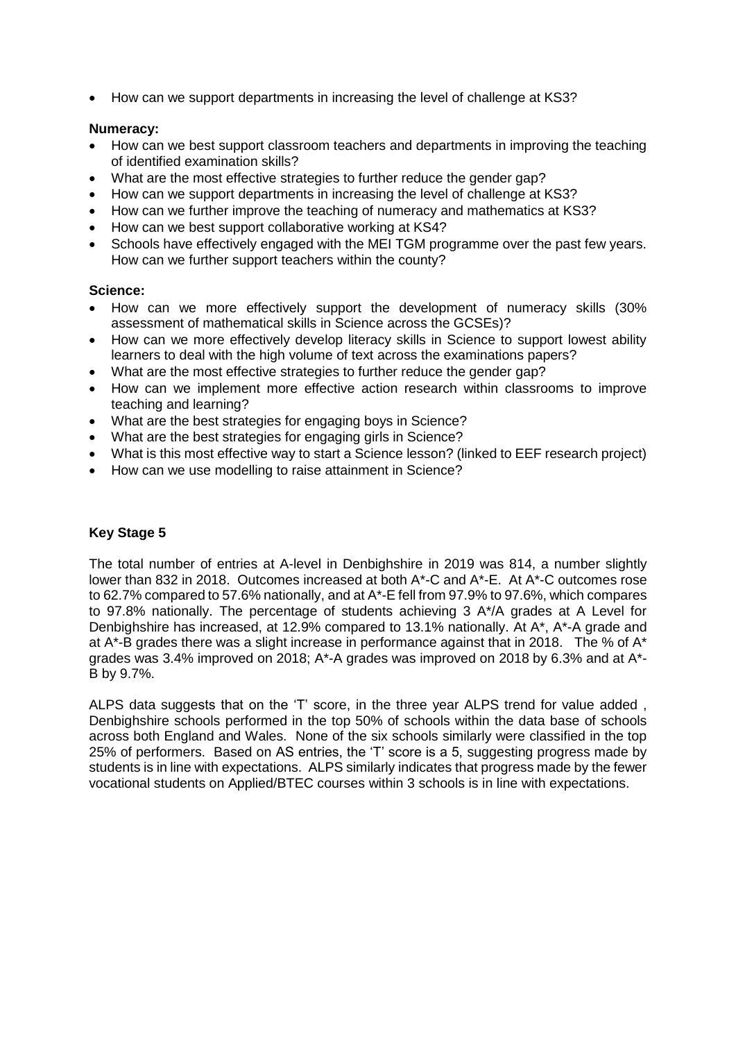- How can we support departments in increasing the level of challenge at KS3?

**Numeracy:**

- How can we best support classroom teachers and departments in improving the teaching of identified examination skills?
- What are the most effective strategies to further reduce the gender gap?
- How can we support departments in increasing the level of challenge at KS3?
- How can we further improve the teaching of numeracy and mathematics at KS3?
- How can we best support collaborative working at KS4?
- Schools have effectively engaged with the MEI TGM programme over the past few years. How can we further support teachers within the county?

**Science:**

- How can we more effectively support the development of numeracy skills (30% assessment of mathematical skills in Science across the GCSEs)?
- How can we more effectively develop literacy skills in Science to support lowest ability learners to deal with the high volume of text across the examinations papers?
- What are the most effective strategies to further reduce the gender gap?
- How can we implement more effective action research within classrooms to improve teaching and learning?
- What are the best strategies for engaging boys in Science?
- What are the best strategies for engaging girls in Science?
- What is this most effective way to start a Science lesson? (linked to EEF research project)
- How can we use modelling to raise attainment in Science?

**Key Stage 5**

The total number of entries at A-level in Denbighshire in 2019 was 814, a number slightly lower than 832 in 2018. Outcomes increased at both A*-C and A*-E. At A*-C outcomes rose to 62.7% compared to 57.6% nationally, and at A*-E fell from 97.9% to 97.6%, which compares to 97.8% nationally. The percentage of students achieving 3 A*/A grades at A Level for Denbighshire has increased, at 12.9% compared to 13.1% nationally. At A*, A*-A grade and at A*-B grades there was a slight increase in performance against that in 2018. The % of A* grades was 3.4% improved on 2018; A*-A grades was improved on 2018 by 6.3% and at A*-B by 9.7%.

ALPS data suggests that on the 'T' score, in the three year ALPS trend for value added , Denbighshire schools performed in the top 50% of schools within the data base of schools across both England and Wales. None of the six schools similarly were classified in the top 25% of performers. Based on AS entries, the 'T' score is a 5, suggesting progress made by students is in line with expectations. ALPS similarly indicates that progress made by the fewer vocational students on Applied/BTEC courses within 3 schools is in line with expectations.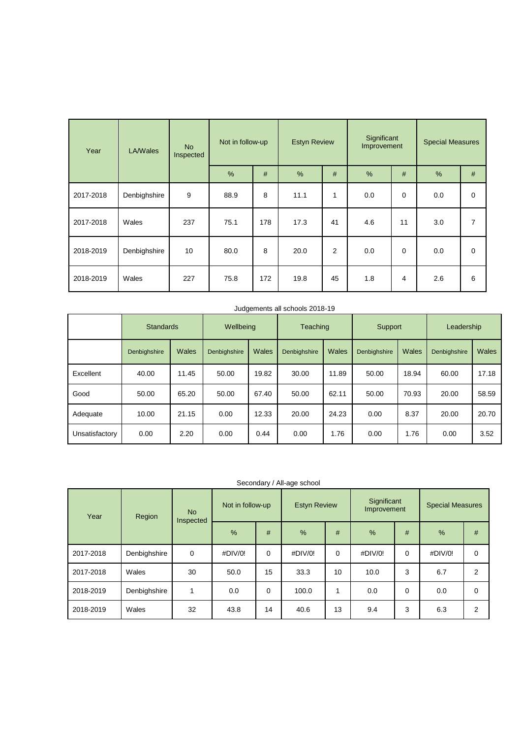| Year | LA/Wales | No Inspected | Not in follow-up | | Estyn Review | | Significant Improvement | | Special Measures | |
|---|---|---|---|---|---|---|---|---|---|---|
| | | | % | # | % | # | % | # | % | # |
| 2017-2018 | Denbighshire | 9 | 88.9 | 8 | 11.1 | 1 | 0.0 | 0 | 0.0 | 0 |
| 2017-2018 | Wales | 237 | 75.1 | 178 | 17.3 | 41 | 4.6 | 11 | 3.0 | 7 |
| 2018-2019 | Denbighshire | 10 | 80.0 | 8 | 20.0 | 2 | 0.0 | 0 | 0.0 | 0 |
| 2018-2019 | Wales | 227 | 75.8 | 172 | 19.8 | 45 | 1.8 | 4 | 2.6 | 6 |

Judgements all schools 2018-19

| | Standards | | Wellbeing | | Teaching | | Support | | Leadership | |
|---|---|---|---|---|---|---|---|---|---|---|
| | Denbighshire | Wales | Denbighshire | Wales | Denbighshire | Wales | Denbighshire | Wales | Denbighshire | Wales |
| Excellent | 40.00 | 11.45 | 50.00 | 19.82 | 30.00 | 11.89 | 50.00 | 18.94 | 60.00 | 17.18 |
| Good | 50.00 | 65.20 | 50.00 | 67.40 | 50.00 | 62.11 | 50.00 | 70.93 | 20.00 | 58.59 |
| Adequate | 10.00 | 21.15 | 0.00 | 12.33 | 20.00 | 24.23 | 0.00 | 8.37 | 20.00 | 20.70 |
| Unsatisfactory | 0.00 | 2.20 | 0.00 | 0.44 | 0.00 | 1.76 | 0.00 | 1.76 | 0.00 | 3.52 |

Secondary / All-age school

| Year | Region | No Inspected | Not in follow-up | | Estyn Review | | Significant Improvement | | Special Measures | |
|---|---|---|---|---|---|---|---|---|---|---|
| | | | % | # | % | # | % | # | % | # |
| 2017-2018 | Denbighshire | 0 | #DIV/0! | 0 | #DIV/0! | 0 | #DIV/0! | 0 | #DIV/0! | 0 |
| 2017-2018 | Wales | 30 | 50.0 | 15 | 33.3 | 10 | 10.0 | 3 | 6.7 | 2 |
| 2018-2019 | Denbighshire | 1 | 0.0 | 0 | 100.0 | 1 | 0.0 | 0 | 0.0 | 0 |
| 2018-2019 | Wales | 32 | 43.8 | 14 | 40.6 | 13 | 9.4 | 3 | 6.3 | 2 |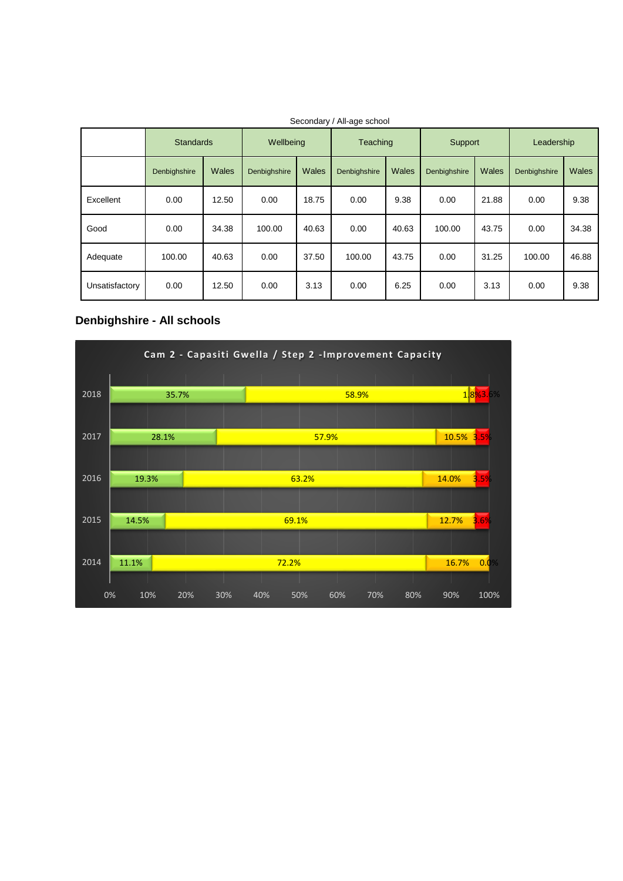Secondary / All-age school

| | Standards | | Wellbeing | | Teaching | | Support | | Leadership | |
|---|---|---|---|---|---|---|---|---|---|---|
| | Denbighshire | Wales | Denbighshire | Wales | Denbighshire | Wales | Denbighshire | Wales | Denbighshire | Wales |
| Excellent | 0.00 | 12.50 | 0.00 | 18.75 | 0.00 | 9.38 | 0.00 | 21.88 | 0.00 | 9.38 |
| Good | 0.00 | 34.38 | 100.00 | 40.63 | 0.00 | 40.63 | 100.00 | 43.75 | 0.00 | 34.38 |
| Adequate | 100.00 | 40.63 | 0.00 | 37.50 | 100.00 | 43.75 | 0.00 | 31.25 | 100.00 | 46.88 |
| Unsatisfactory | 0.00 | 12.50 | 0.00 | 3.13 | 0.00 | 6.25 | 0.00 | 3.13 | 0.00 | 9.38 |

## Denbighshire - All schools

**Cam 2 - Capasiti Gwella / Step 2 -Improvement Capacity**

| Year | | | | |
|---|---|---|---|---|
| 2018 | 35.7% | 58.9% | 1.8% | 3.6% |
| 2017 | 28.1% | 57.9% | 10.5% | 3.5% |
| 2016 | 19.3% | 63.2% | 14.0% | 3.5% |
| 2015 | 14.5% | 69.1% | 12.7% | 3.6% |
| 2014 | 11.1% | 72.2% | 16.7% | 0.0% |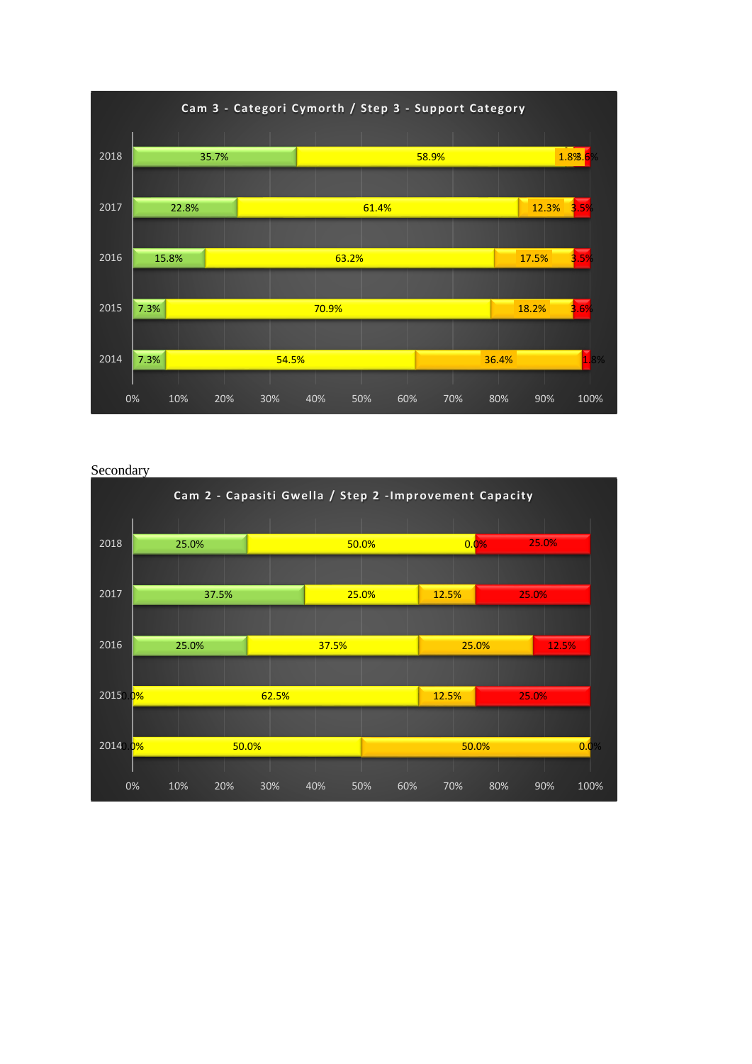**Cam 3 - Categori Cymorth / Step 3 - Support Category**

| Year | Green | Yellow | Amber | Red |
| --- | --- | --- | --- | --- |
| 2018 | 35.7% | 58.9% | 1.8% | 3.6% |
| 2017 | 22.8% | 61.4% | 12.3% | 3.5% |
| 2016 | 15.8% | 63.2% | 17.5% | 3.5% |
| 2015 | 7.3% | 70.9% | 18.2% | 3.6% |
| 2014 | 7.3% | 54.5% | 36.4% | 1.8% |

Secondary

**Cam 2 - Capasiti Gwella / Step 2 -Improvement Capacity**

| Year | Green | Yellow | Amber | Red |
| --- | --- | --- | --- | --- |
| 2018 | 25.0% | 50.0% | 0.0% | 25.0% |
| 2017 | 37.5% | 25.0% | 12.5% | 25.0% |
| 2016 | 25.0% | 37.5% | 25.0% | 12.5% |
| 2015 | 0.0% | 62.5% | 12.5% | 25.0% |
| 2014 | 0.0% | 50.0% | 50.0% | 0.0% |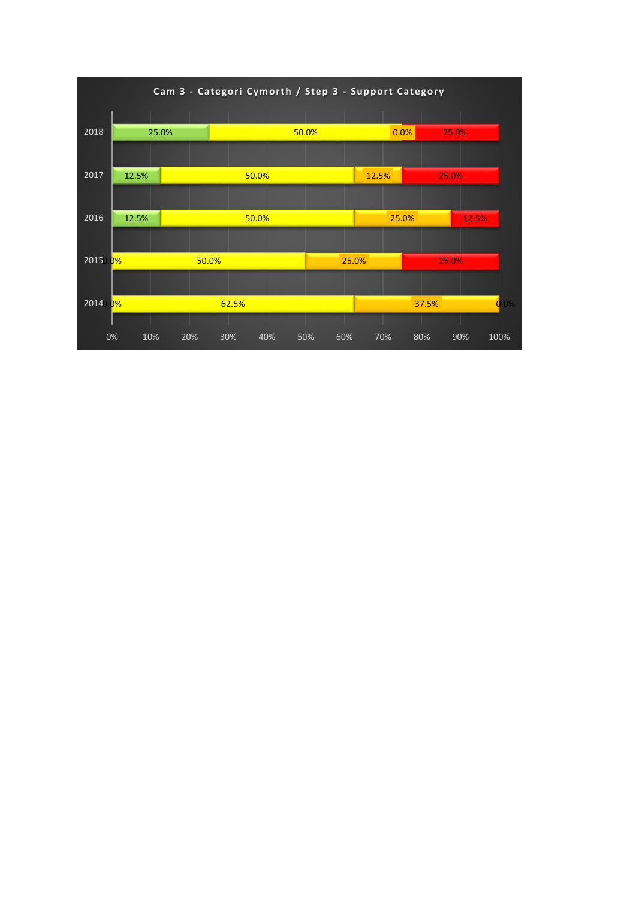Cam 3 - Categori Cymorth / Step 3 - Support Category

2018
25.0%
50.0%
0.0%
25.0%

2017
12.5%
50.0%
12.5%
25.0%

2016
12.5%
50.0%
25.0%
12.5%

2015
0.0%
50.0%
25.0%
25.0%

2014
0.0%
62.5%
37.5%
0.0%

0%
10%
20%
30%
40%
50%
60%
70%
80%
90%
100%